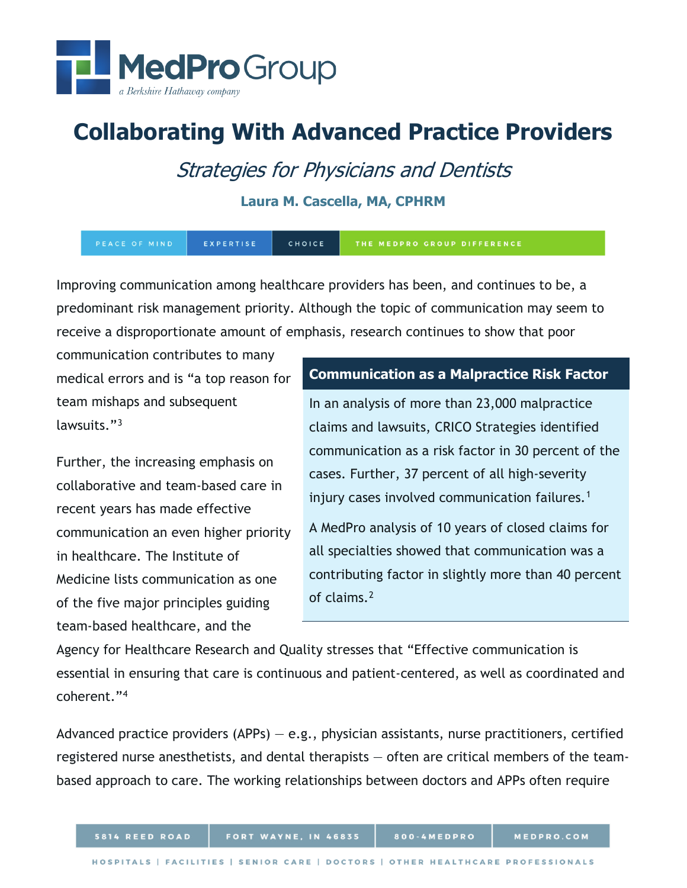# Collaborating With Advanced Practice Providers

## *Strategies for Physicians and Dentists*

**Laura M. Cascella, MA, CPHRM**

Improving communication among healthcare providers has been, and continues to be, a predominant risk management priority. Although the topic of communication may seem to receive a disproportionate amount of emphasis, research continues to show that poor communication contributes to many medical errors and is "a top reason for team mishaps and subsequent lawsuits."[3]

Further, the increasing emphasis on collaborative and team-based care in recent years has made effective communication an even higher priority in healthcare. The Institute of Medicine lists communication as one of the five major principles guiding team-based healthcare, and the Agency for Healthcare Research and Quality stresses that "Effective communication is essential in ensuring that care is continuous and patient-centered, as well as coordinated and coherent."[4]

> **Communication as a Malpractice Risk Factor**
>
> In an analysis of more than 23,000 malpractice claims and lawsuits, CRICO Strategies identified communication as a risk factor in 30 percent of the cases. Further, 37 percent of all high-severity injury cases involved communication failures.[1]
>
> A MedPro analysis of 10 years of closed claims for all specialties showed that communication was a contributing factor in slightly more than 40 percent of claims.[2]

Advanced practice providers (APPs) — e.g., physician assistants, nurse practitioners, certified registered nurse anesthetists, and dental therapists — often are critical members of the team-based approach to care. The working relationships between doctors and APPs often require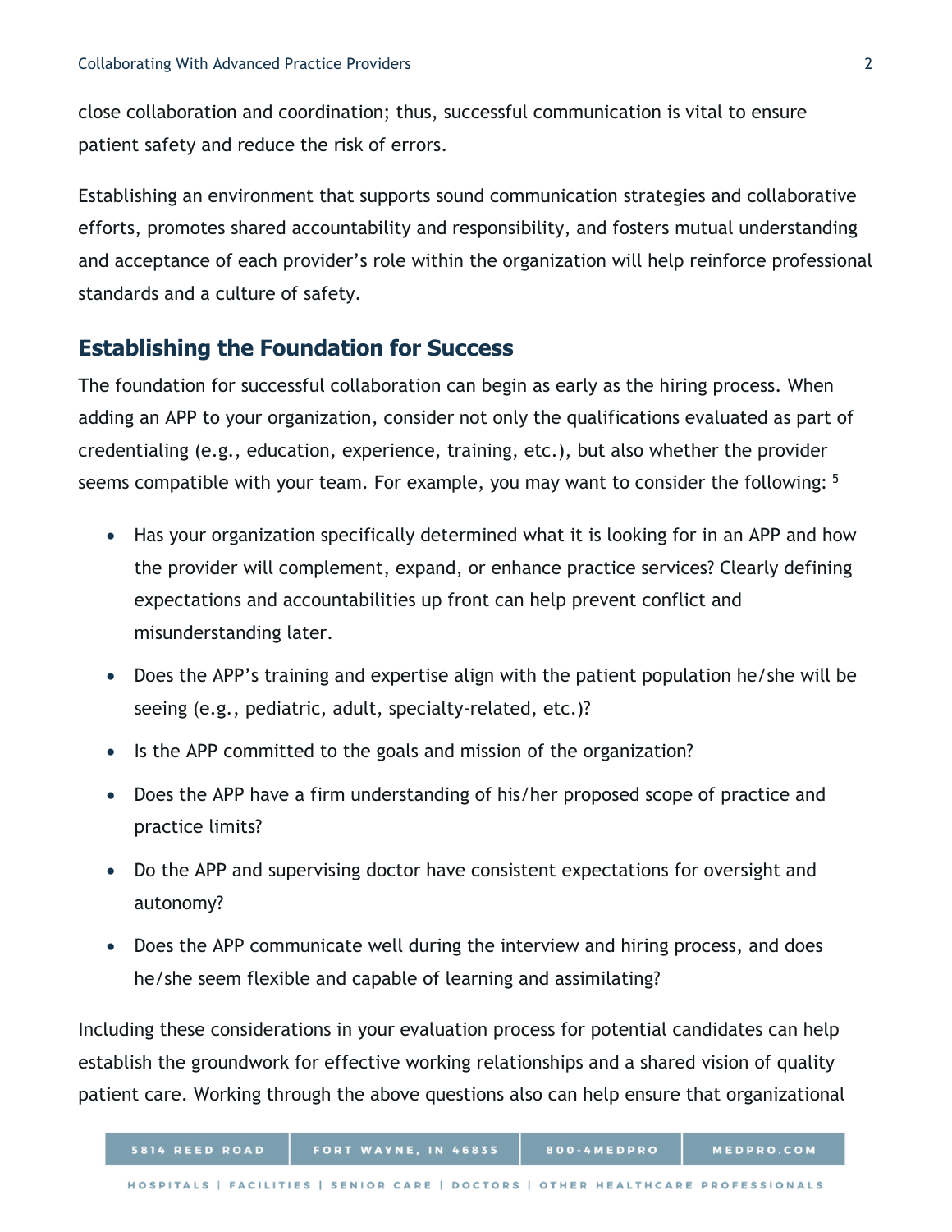close collaboration and coordination; thus, successful communication is vital to ensure patient safety and reduce the risk of errors.

Establishing an environment that supports sound communication strategies and collaborative efforts, promotes shared accountability and responsibility, and fosters mutual understanding and acceptance of each provider's role within the organization will help reinforce professional standards and a culture of safety.

## Establishing the Foundation for Success

The foundation for successful collaboration can begin as early as the hiring process. When adding an APP to your organization, consider not only the qualifications evaluated as part of credentialing (e.g., education, experience, training, etc.), but also whether the provider seems compatible with your team. For example, you may want to consider the following: [5]

- Has your organization specifically determined what it is looking for in an APP and how the provider will complement, expand, or enhance practice services? Clearly defining expectations and accountabilities up front can help prevent conflict and misunderstanding later.
- Does the APP's training and expertise align with the patient population he/she will be seeing (e.g., pediatric, adult, specialty-related, etc.)?
- Is the APP committed to the goals and mission of the organization?
- Does the APP have a firm understanding of his/her proposed scope of practice and practice limits?
- Do the APP and supervising doctor have consistent expectations for oversight and autonomy?
- Does the APP communicate well during the interview and hiring process, and does he/she seem flexible and capable of learning and assimilating?

Including these considerations in your evaluation process for potential candidates can help establish the groundwork for effective working relationships and a shared vision of quality patient care. Working through the above questions also can help ensure that organizational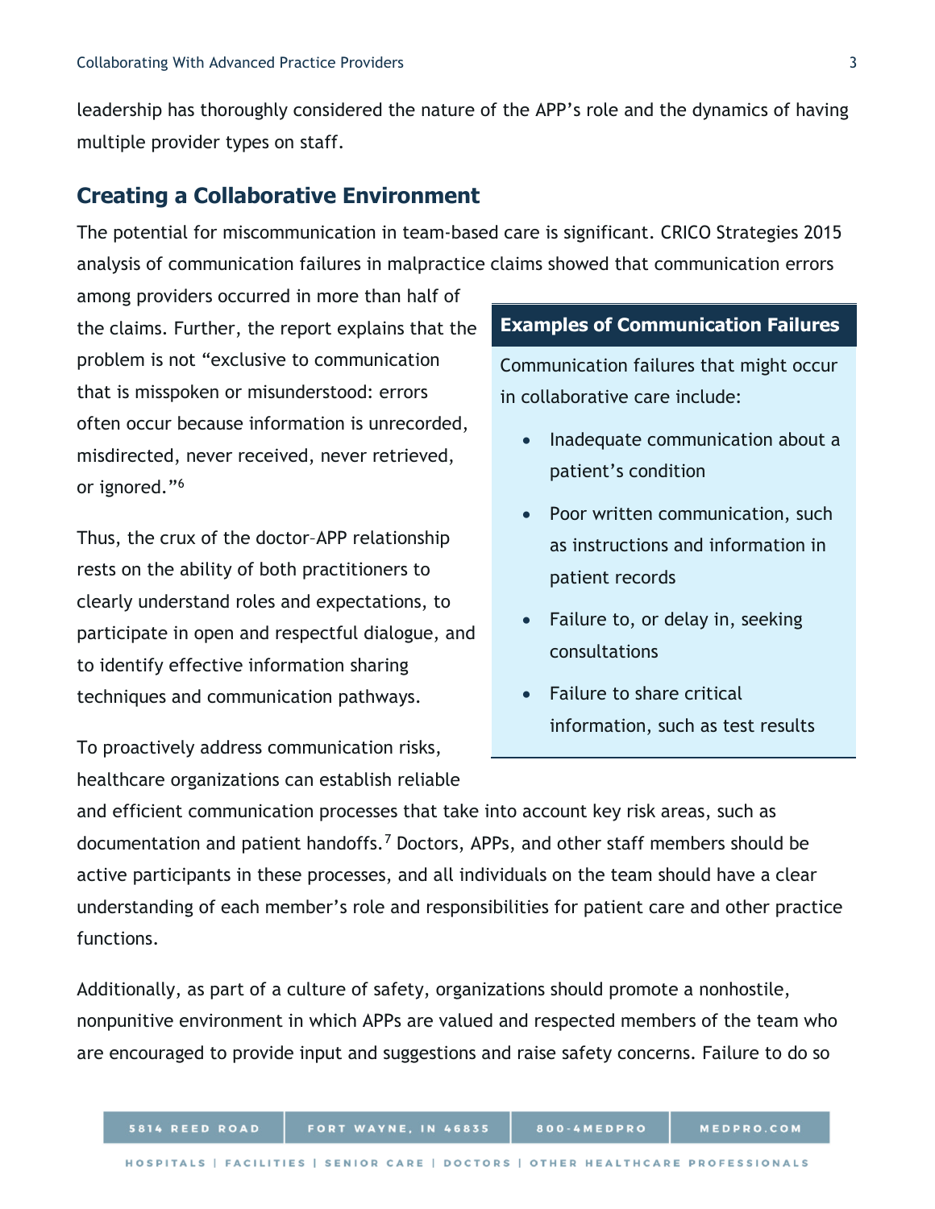leadership has thoroughly considered the nature of the APP's role and the dynamics of having multiple provider types on staff.

## Creating a Collaborative Environment

The potential for miscommunication in team-based care is significant. CRICO Strategies 2015 analysis of communication failures in malpractice claims showed that communication errors among providers occurred in more than half of the claims. Further, the report explains that the problem is not "exclusive to communication that is misspoken or misunderstood: errors often occur because information is unrecorded, misdirected, never received, never retrieved, or ignored."[6]

Thus, the crux of the doctor–APP relationship rests on the ability of both practitioners to clearly understand roles and expectations, to participate in open and respectful dialogue, and to identify effective information sharing techniques and communication pathways.

**Examples of Communication Failures**

Communication failures that might occur in collaborative care include:

- Inadequate communication about a patient's condition
- Poor written communication, such as instructions and information in patient records
- Failure to, or delay in, seeking consultations
- Failure to share critical information, such as test results

To proactively address communication risks, healthcare organizations can establish reliable and efficient communication processes that take into account key risk areas, such as documentation and patient handoffs.[7] Doctors, APPs, and other staff members should be active participants in these processes, and all individuals on the team should have a clear understanding of each member's role and responsibilities for patient care and other practice functions.

Additionally, as part of a culture of safety, organizations should promote a nonhostile, nonpunitive environment in which APPs are valued and respected members of the team who are encouraged to provide input and suggestions and raise safety concerns. Failure to do so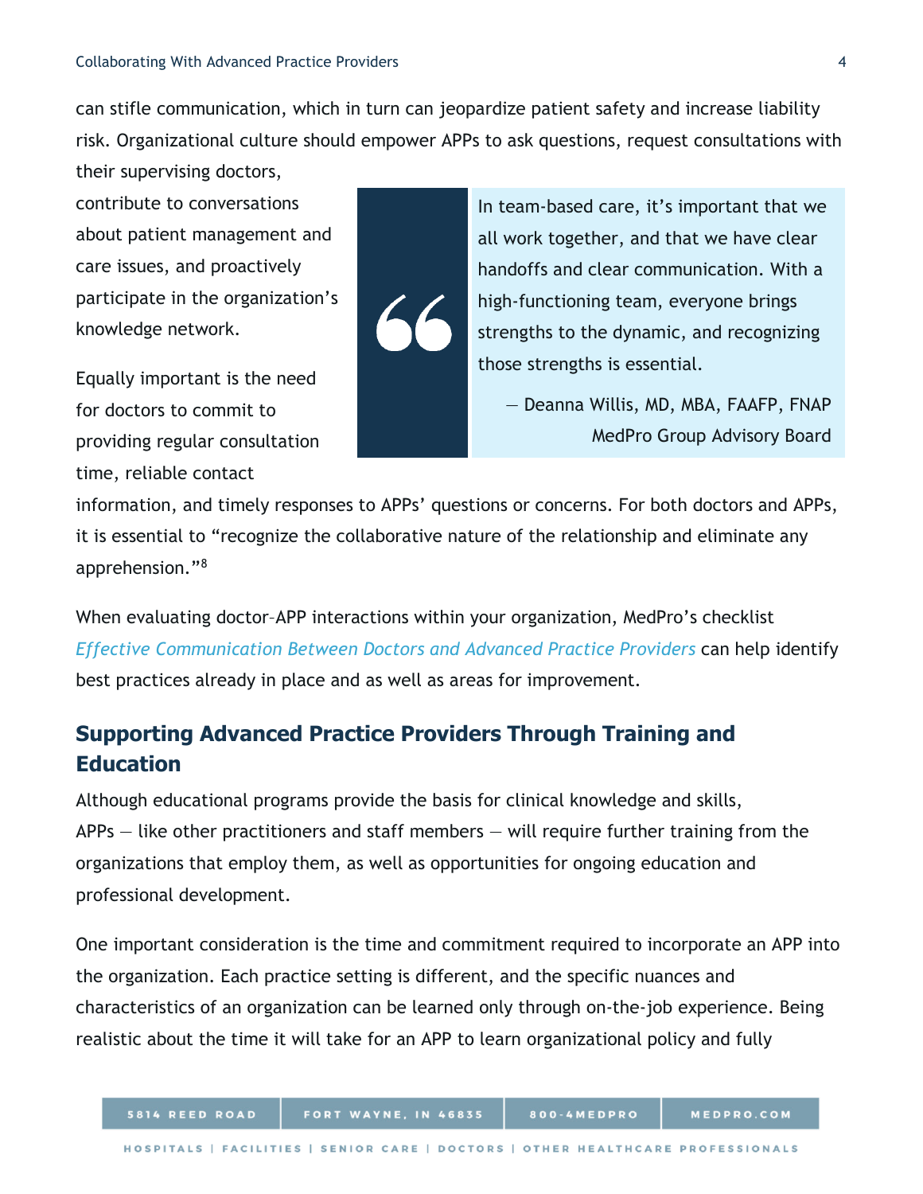can stifle communication, which in turn can jeopardize patient safety and increase liability risk. Organizational culture should empower APPs to ask questions, request consultations with their supervising doctors, contribute to conversations about patient management and care issues, and proactively participate in the organization's knowledge network.

> In team-based care, it's important that we all work together, and that we have clear handoffs and clear communication. With a high-functioning team, everyone brings strengths to the dynamic, and recognizing those strengths is essential.
>
> — Deanna Willis, MD, MBA, FAAFP, FNAP
> MedPro Group Advisory Board

Equally important is the need for doctors to commit to providing regular consultation time, reliable contact information, and timely responses to APPs' questions or concerns. For both doctors and APPs, it is essential to "recognize the collaborative nature of the relationship and eliminate any apprehension."[8]

When evaluating doctor–APP interactions within your organization, MedPro's checklist *Effective Communication Between Doctors and Advanced Practice Providers* can help identify best practices already in place and as well as areas for improvement.

## Supporting Advanced Practice Providers Through Training and Education

Although educational programs provide the basis for clinical knowledge and skills, APPs — like other practitioners and staff members — will require further training from the organizations that employ them, as well as opportunities for ongoing education and professional development.

One important consideration is the time and commitment required to incorporate an APP into the organization. Each practice setting is different, and the specific nuances and characteristics of an organization can be learned only through on-the-job experience. Being realistic about the time it will take for an APP to learn organizational policy and fully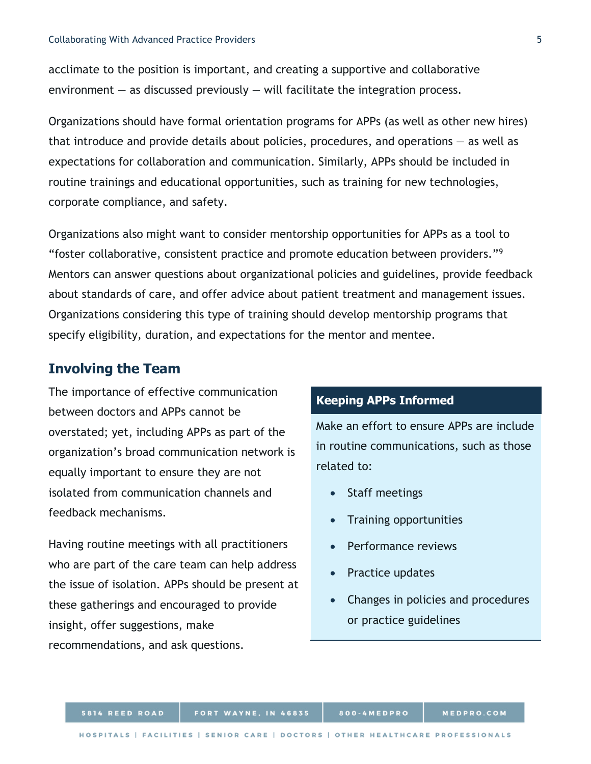acclimate to the position is important, and creating a supportive and collaborative environment — as discussed previously — will facilitate the integration process.

Organizations should have formal orientation programs for APPs (as well as other new hires) that introduce and provide details about policies, procedures, and operations — as well as expectations for collaboration and communication. Similarly, APPs should be included in routine trainings and educational opportunities, such as training for new technologies, corporate compliance, and safety.

Organizations also might want to consider mentorship opportunities for APPs as a tool to "foster collaborative, consistent practice and promote education between providers."[9] Mentors can answer questions about organizational policies and guidelines, provide feedback about standards of care, and offer advice about patient treatment and management issues. Organizations considering this type of training should develop mentorship programs that specify eligibility, duration, and expectations for the mentor and mentee.

## Involving the Team

The importance of effective communication between doctors and APPs cannot be overstated; yet, including APPs as part of the organization's broad communication network is equally important to ensure they are not isolated from communication channels and feedback mechanisms.

Having routine meetings with all practitioners who are part of the care team can help address the issue of isolation. APPs should be present at these gatherings and encouraged to provide insight, offer suggestions, make recommendations, and ask questions.

### Keeping APPs Informed

Make an effort to ensure APPs are include in routine communications, such as those related to:

- Staff meetings
- Training opportunities
- Performance reviews
- Practice updates
- Changes in policies and procedures or practice guidelines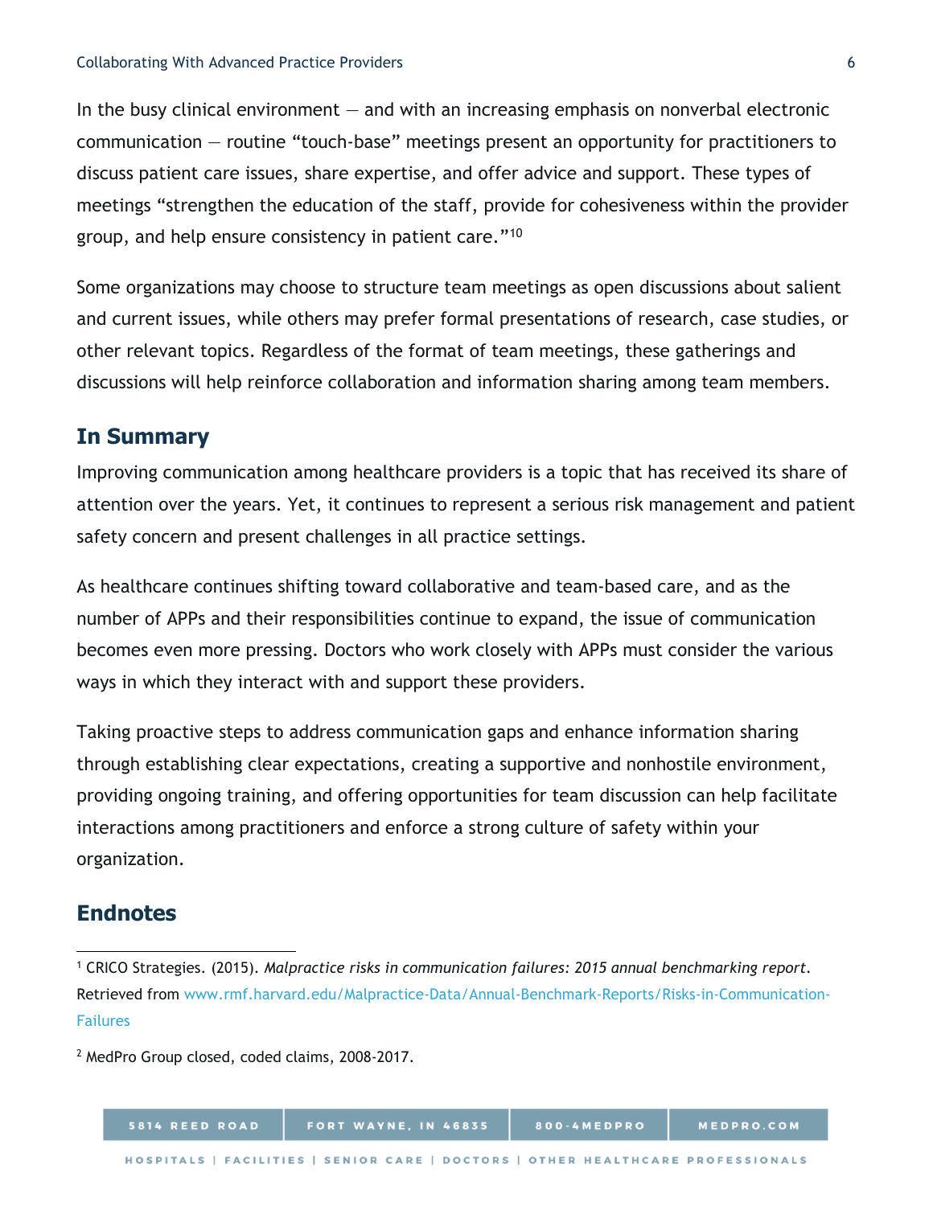In the busy clinical environment — and with an increasing emphasis on nonverbal electronic communication — routine "touch-base" meetings present an opportunity for practitioners to discuss patient care issues, share expertise, and offer advice and support. These types of meetings "strengthen the education of the staff, provide for cohesiveness within the provider group, and help ensure consistency in patient care."[10]

Some organizations may choose to structure team meetings as open discussions about salient and current issues, while others may prefer formal presentations of research, case studies, or other relevant topics. Regardless of the format of team meetings, these gatherings and discussions will help reinforce collaboration and information sharing among team members.

## In Summary

Improving communication among healthcare providers is a topic that has received its share of attention over the years. Yet, it continues to represent a serious risk management and patient safety concern and present challenges in all practice settings.

As healthcare continues shifting toward collaborative and team-based care, and as the number of APPs and their responsibilities continue to expand, the issue of communication becomes even more pressing. Doctors who work closely with APPs must consider the various ways in which they interact with and support these providers.

Taking proactive steps to address communication gaps and enhance information sharing through establishing clear expectations, creating a supportive and nonhostile environment, providing ongoing training, and offering opportunities for team discussion can help facilitate interactions among practitioners and enforce a strong culture of safety within your organization.

## Endnotes

[1] CRICO Strategies. (2015). *Malpractice risks in communication failures: 2015 annual benchmarking report*. Retrieved from www.rmf.harvard.edu/Malpractice-Data/Annual-Benchmark-Reports/Risks-in-Communication-Failures

[2] MedPro Group closed, coded claims, 2008-2017.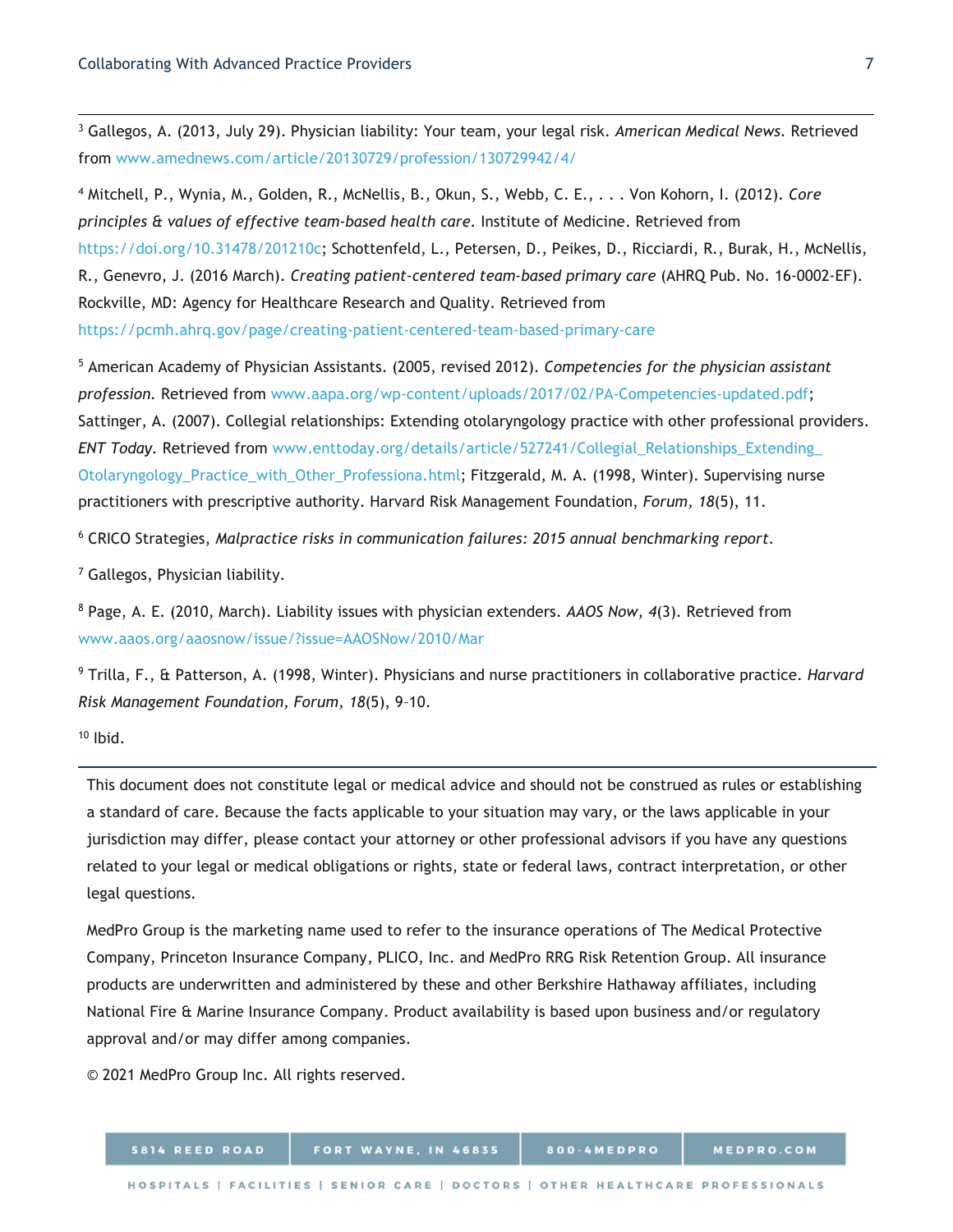[3] Gallegos, A. (2013, July 29). Physician liability: Your team, your legal risk. *American Medical News*. Retrieved from www.amednews.com/article/20130729/profession/130729942/4/

[4] Mitchell, P., Wynia, M., Golden, R., McNellis, B., Okun, S., Webb, C. E., . . . Von Kohorn, I. (2012). *Core principles & values of effective team-based health care*. Institute of Medicine. Retrieved from https://doi.org/10.31478/201210c; Schottenfeld, L., Petersen, D., Peikes, D., Ricciardi, R., Burak, H., McNellis, R., Genevro, J. (2016 March). *Creating patient-centered team-based primary care* (AHRQ Pub. No. 16-0002-EF). Rockville, MD: Agency for Healthcare Research and Quality. Retrieved from https://pcmh.ahrq.gov/page/creating-patient-centered-team-based-primary-care

[5] American Academy of Physician Assistants. (2005, revised 2012). *Competencies for the physician assistant profession*. Retrieved from www.aapa.org/wp-content/uploads/2017/02/PA-Competencies-updated.pdf; Sattinger, A. (2007). Collegial relationships: Extending otolaryngology practice with other professional providers. *ENT Today*. Retrieved from www.enttoday.org/details/article/527241/Collegial_Relationships_Extending_Otolaryngology_Practice_with_Other_Professiona.html; Fitzgerald, M. A. (1998, Winter). Supervising nurse practitioners with prescriptive authority. Harvard Risk Management Foundation, *Forum, 18*(5), 11.

[6] CRICO Strategies, *Malpractice risks in communication failures: 2015 annual benchmarking report*.

[7] Gallegos, Physician liability.

[8] Page, A. E. (2010, March). Liability issues with physician extenders. *AAOS Now, 4*(3). Retrieved from www.aaos.org/aaosnow/issue/?issue=AAOSNow/2010/Mar

[9] Trilla, F., & Patterson, A. (1998, Winter). Physicians and nurse practitioners in collaborative practice. *Harvard Risk Management Foundation, Forum, 18*(5), 9–10.

[10] Ibid.

---

This document does not constitute legal or medical advice and should not be construed as rules or establishing a standard of care. Because the facts applicable to your situation may vary, or the laws applicable in your jurisdiction may differ, please contact your attorney or other professional advisors if you have any questions related to your legal or medical obligations or rights, state or federal laws, contract interpretation, or other legal questions.

MedPro Group is the marketing name used to refer to the insurance operations of The Medical Protective Company, Princeton Insurance Company, PLICO, Inc. and MedPro RRG Risk Retention Group. All insurance products are underwritten and administered by these and other Berkshire Hathaway affiliates, including National Fire & Marine Insurance Company. Product availability is based upon business and/or regulatory approval and/or may differ among companies.

© 2021 MedPro Group Inc. All rights reserved.

5814 REED ROAD | FORT WAYNE, IN 46835 | 800-4MEDPRO | MEDPRO.COM

HOSPITALS | FACILITIES | SENIOR CARE | DOCTORS | OTHER HEALTHCARE PROFESSIONALS